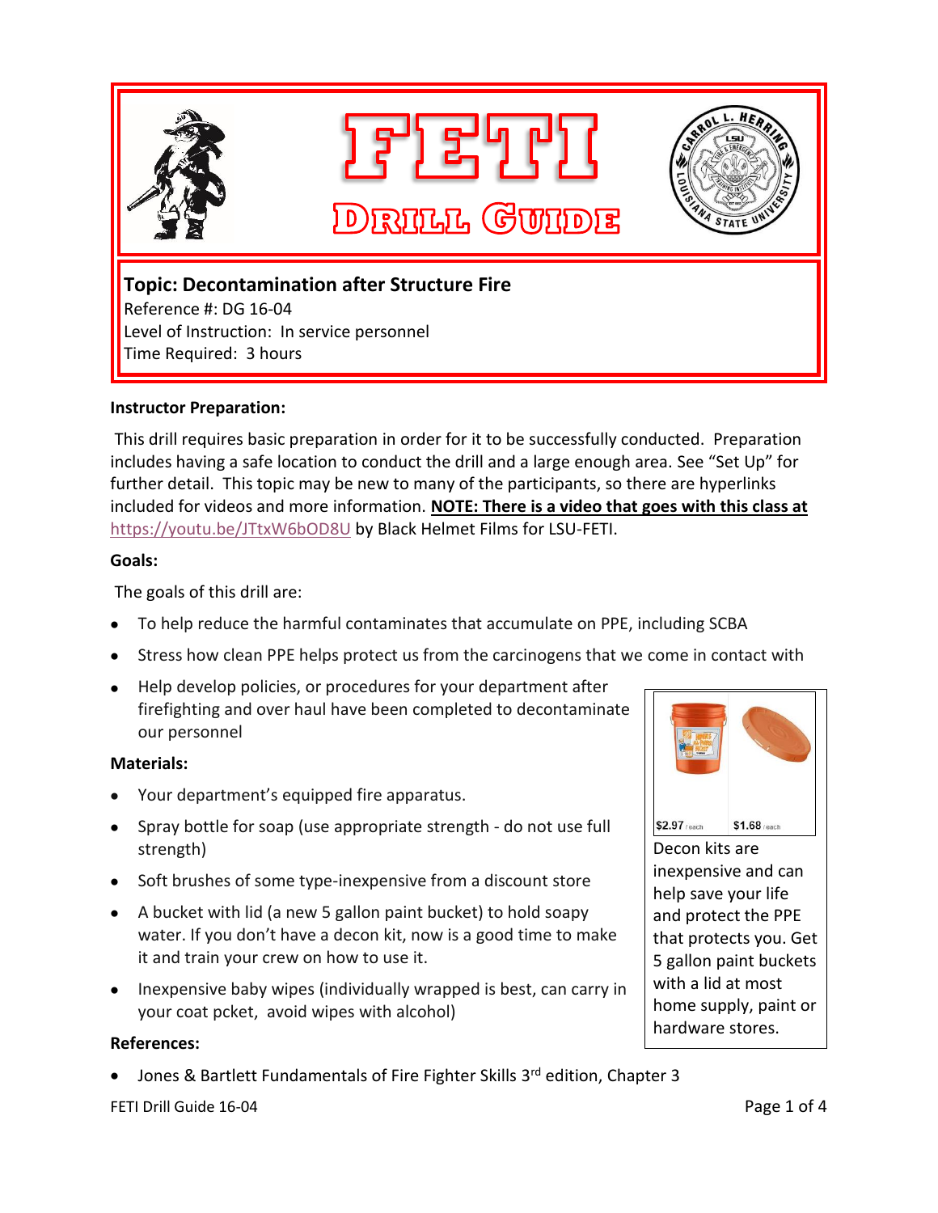# FETI Drill Guide

**Topic: Decontamination after Structure Fire**
Reference #: DG 16-04
Level of Instruction: In service personnel
Time Required: 3 hours

**Instructor Preparation:**

This drill requires basic preparation in order for it to be successfully conducted. Preparation includes having a safe location to conduct the drill and a large enough area. See "Set Up" for further detail. This topic may be new to many of the participants, so there are hyperlinks included for videos and more information. **NOTE: There is a video that goes with this class at** https://youtu.be/JTtxW6bOD8U by Black Helmet Films for LSU-FETI.

**Goals:**

The goals of this drill are:

- To help reduce the harmful contaminates that accumulate on PPE, including SCBA
- Stress how clean PPE helps protect us from the carcinogens that we come in contact with
- Help develop policies, or procedures for your department after firefighting and over haul have been completed to decontaminate our personnel

**Materials:**

- Your department's equipped fire apparatus.
- Spray bottle for soap (use appropriate strength - do not use full strength)
- Soft brushes of some type-inexpensive from a discount store
- A bucket with lid (a new 5 gallon paint bucket) to hold soapy water. If you don't have a decon kit, now is a good time to make it and train your crew on how to use it.
- Inexpensive baby wipes (individually wrapped is best, can carry in your coat pcket, avoid wipes with alcohol)

$2.97 /each $1.68 /each

Decon kits are inexpensive and can help save your life and protect the PPE that protects you. Get 5 gallon paint buckets with a lid at most home supply, paint or hardware stores.

**References:**

- Jones & Bartlett Fundamentals of Fire Fighter Skills 3rd edition, Chapter 3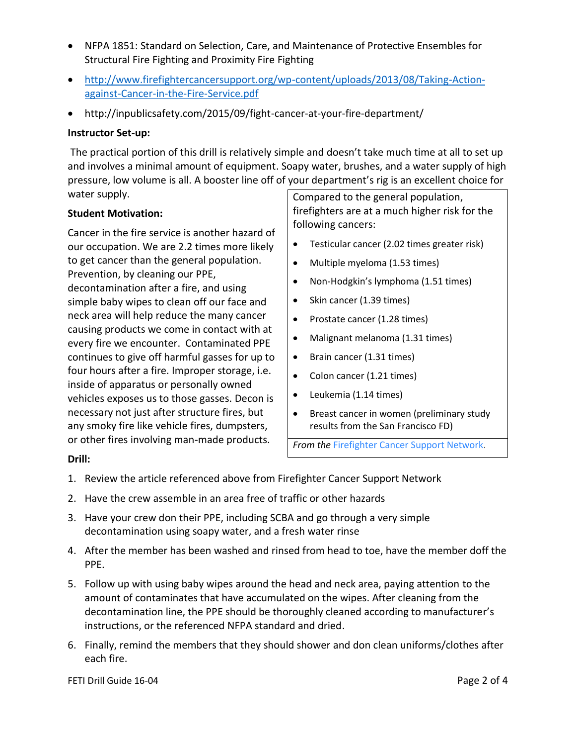- NFPA 1851: Standard on Selection, Care, and Maintenance of Protective Ensembles for Structural Fire Fighting and Proximity Fire Fighting
- http://www.firefightercancersupport.org/wp-content/uploads/2013/08/Taking-Action-against-Cancer-in-the-Fire-Service.pdf
- http://inpublicsafety.com/2015/09/fight-cancer-at-your-fire-department/

**Instructor Set-up:**

The practical portion of this drill is relatively simple and doesn't take much time at all to set up and involves a minimal amount of equipment. Soapy water, brushes, and a water supply of high pressure, low volume is all. A booster line off of your department's rig is an excellent choice for water supply.

**Student Motivation:**

Cancer in the fire service is another hazard of our occupation. We are 2.2 times more likely to get cancer than the general population. Prevention, by cleaning our PPE, decontamination after a fire, and using simple baby wipes to clean off our face and neck area will help reduce the many cancer causing products we come in contact with at every fire we encounter. Contaminated PPE continues to give off harmful gasses for up to four hours after a fire. Improper storage, i.e. inside of apparatus or personally owned vehicles exposes us to those gasses. Decon is necessary not just after structure fires, but any smoky fire like vehicle fires, dumpsters, or other fires involving man-made products.

Compared to the general population, firefighters are at a much higher risk for the following cancers:

- Testicular cancer (2.02 times greater risk)
- Multiple myeloma (1.53 times)
- Non-Hodgkin's lymphoma (1.51 times)
- Skin cancer (1.39 times)
- Prostate cancer (1.28 times)
- Malignant melanoma (1.31 times)
- Brain cancer (1.31 times)
- Colon cancer (1.21 times)
- Leukemia (1.14 times)
- Breast cancer in women (preliminary study results from the San Francisco FD)

*From the* Firefighter Cancer Support Network.

**Drill:**

1. Review the article referenced above from Firefighter Cancer Support Network
2. Have the crew assemble in an area free of traffic or other hazards
3. Have your crew don their PPE, including SCBA and go through a very simple decontamination using soapy water, and a fresh water rinse
4. After the member has been washed and rinsed from head to toe, have the member doff the PPE.
5. Follow up with using baby wipes around the head and neck area, paying attention to the amount of contaminates that have accumulated on the wipes. After cleaning from the decontamination line, the PPE should be thoroughly cleaned according to manufacturer's instructions, or the referenced NFPA standard and dried.
6. Finally, remind the members that they should shower and don clean uniforms/clothes after each fire.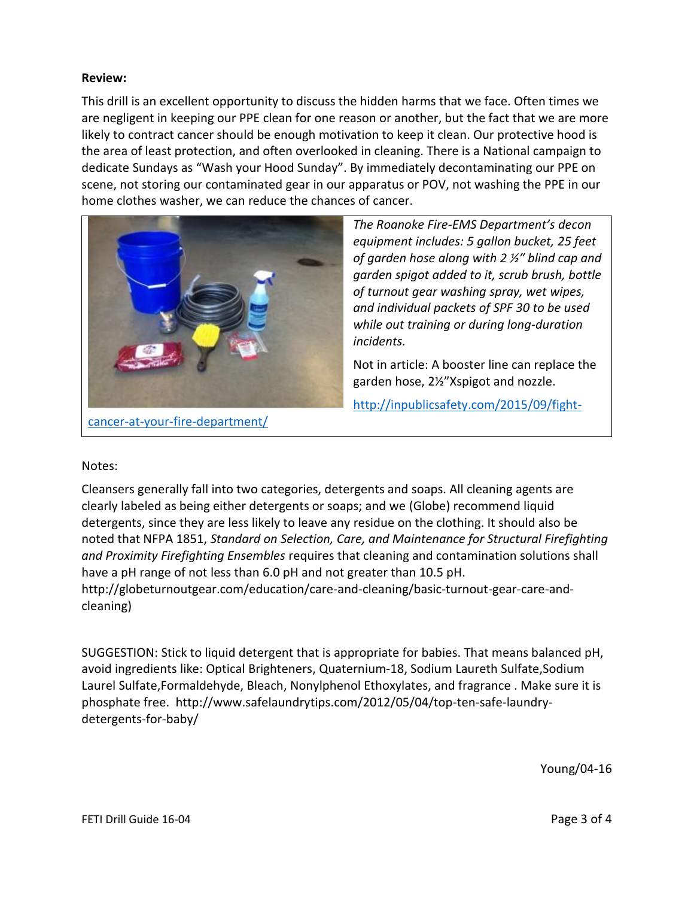**Review:**

This drill is an excellent opportunity to discuss the hidden harms that we face. Often times we are negligent in keeping our PPE clean for one reason or another, but the fact that we are more likely to contract cancer should be enough motivation to keep it clean. Our protective hood is the area of least protection, and often overlooked in cleaning. There is a National campaign to dedicate Sundays as "Wash your Hood Sunday". By immediately decontaminating our PPE on scene, not storing our contaminated gear in our apparatus or POV, not washing the PPE in our home clothes washer, we can reduce the chances of cancer.

*The Roanoke Fire-EMS Department's decon equipment includes: 5 gallon bucket, 25 feet of garden hose along with 2 ½" blind cap and garden spigot added to it, scrub brush, bottle of turnout gear washing spray, wet wipes, and individual packets of SPF 30 to be used while out training or during long-duration incidents.*

Not in article: A booster line can replace the garden hose, 2½"Xspigot and nozzle.

http://inpublicsafety.com/2015/09/fight-cancer-at-your-fire-department/

Notes:

Cleansers generally fall into two categories, detergents and soaps. All cleaning agents are clearly labeled as being either detergents or soaps; and we (Globe) recommend liquid detergents, since they are less likely to leave any residue on the clothing. It should also be noted that NFPA 1851, *Standard on Selection, Care, and Maintenance for Structural Firefighting and Proximity Firefighting Ensembles* requires that cleaning and contamination solutions shall have a pH range of not less than 6.0 pH and not greater than 10.5 pH. http://globeturnoutgear.com/education/care-and-cleaning/basic-turnout-gear-care-and-cleaning)

SUGGESTION: Stick to liquid detergent that is appropriate for babies. That means balanced pH, avoid ingredients like: Optical Brighteners, Quaternium-18, Sodium Laureth Sulfate,Sodium Laurel Sulfate,Formaldehyde, Bleach, Nonylphenol Ethoxylates, and fragrance . Make sure it is phosphate free. http://www.safelaundrytips.com/2012/05/04/top-ten-safe-laundry-detergents-for-baby/

Young/04-16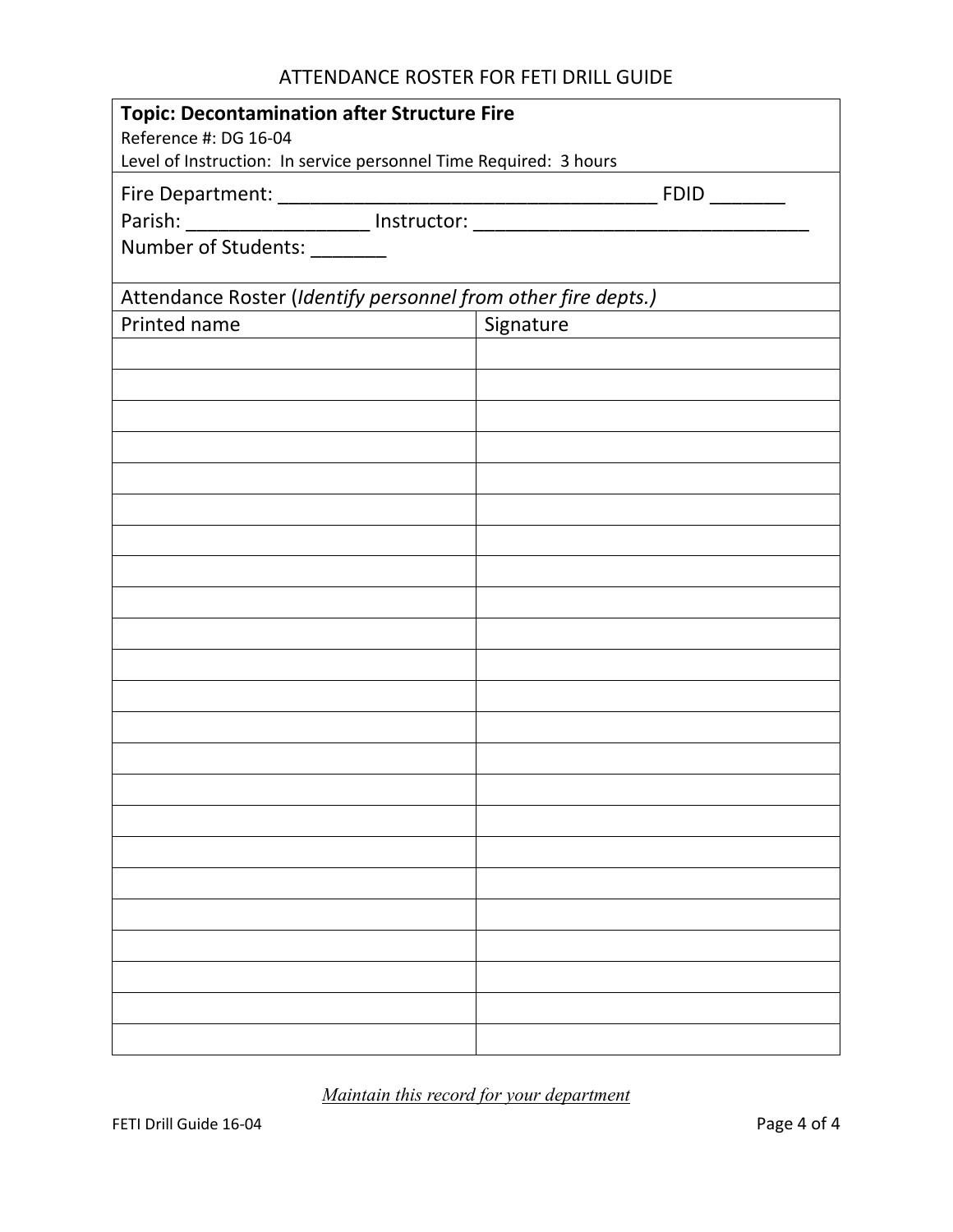# ATTENDANCE ROSTER FOR FETI DRILL GUIDE

**Topic: Decontamination after Structure Fire**
Reference #: DG 16-04
Level of Instruction: In service personnel Time Required: 3 hours

Fire Department: ___________________________________ FDID _______
Parish: ________________ Instructor: ______________________________
Number of Students: _______

Attendance Roster (*Identify personnel from other fire depts.)*

| Printed name | Signature |
| --- | --- |
| | |
| | |
| | |
| | |
| | |
| | |
| | |
| | |
| | |
| | |
| | |
| | |
| | |
| | |
| | |
| | |
| | |
| | |
| | |
| | |
| | |
| | |
| | |

*Maintain this record for your department*